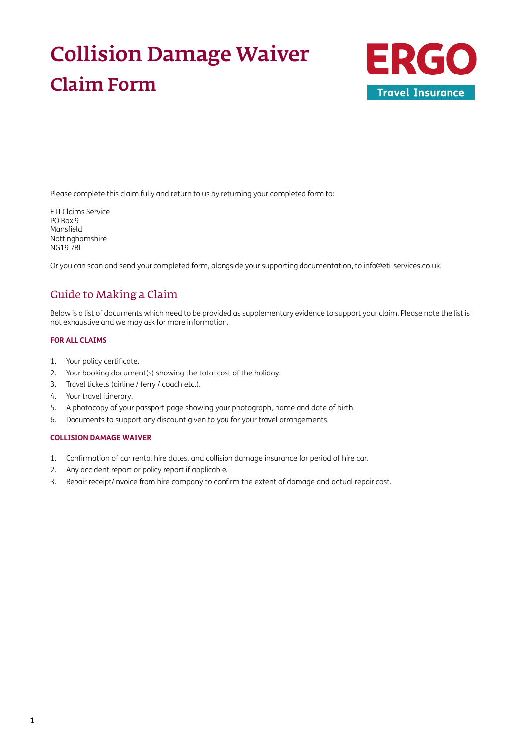# Collision Damage Waiver

## Claim Form

ERGO

Travel Insurance

Please complete this claim fully and return to us by returning your completed form to:

ETI Claims Service  
PO Box 9  
Mansfield  
Nottinghamshire  
NG19 7BL

Or you can scan and send your completed form, alongside your supporting documentation, to info@eti-services.co.uk.

## Guide to Making a Claim

Below is a list of documents which need to be provided as supplementary evidence to support your claim. Please note the list is not exhaustive and we may ask for more information.

### FOR ALL CLAIMS

1. Your policy certificate.
2. Your booking document(s) showing the total cost of the holiday.
3. Travel tickets (airline / ferry / coach etc.).
4. Your travel itinerary.
5. A photocopy of your passport page showing your photograph, name and date of birth.
6. Documents to support any discount given to you for your travel arrangements.

### COLLISION DAMAGE WAIVER

1. Confirmation of car rental hire dates, and collision damage insurance for period of hire car.
2. Any accident report or policy report if applicable.
3. Repair receipt/invoice from hire company to confirm the extent of damage and actual repair cost.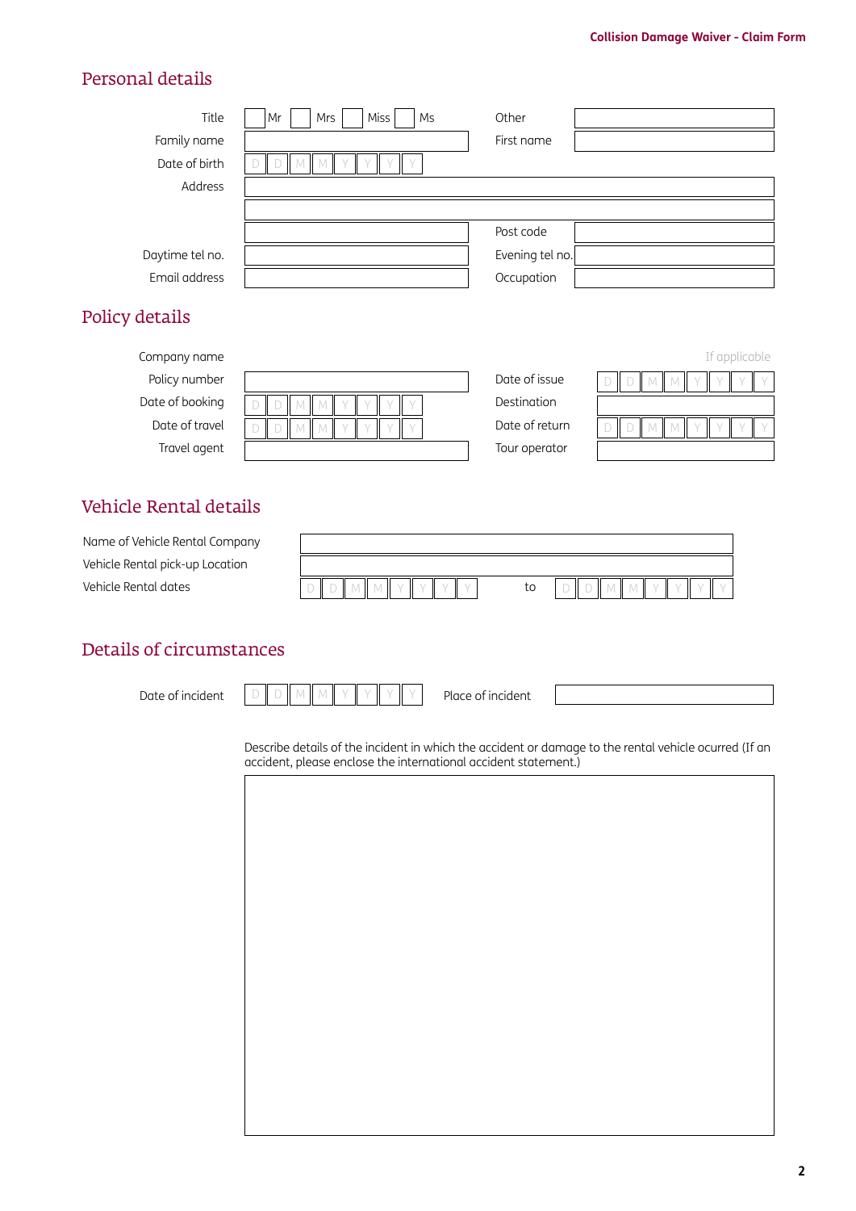## Personal details

| | | | |
|---|---|---|---|
| Title | ☐ Mr ☐ Mrs ☐ Miss ☐ Ms | Other | |
| Family name | | First name | |
| Date of birth | D D M M Y Y Y Y | | |
| Address | | | |
| | | | |
| | | Post code | |
| Daytime tel no. | | Evening tel no. | |
| Email address | | Occupation | |

## Policy details

| | | | If applicable |
|---|---|---|---|
| Company name | | | |
| Policy number | | Date of issue | D D M M Y Y Y Y |
| Date of booking | D D M M Y Y Y Y | Destination | |
| Date of travel | D D M M Y Y Y Y | Date of return | D D M M Y Y Y Y |
| Travel agent | | Tour operator | |

## Vehicle Rental details

| | | | |
|---|---|---|---|
| Name of Vehicle Rental Company | | | |
| Vehicle Rental pick-up Location | | | |
| Vehicle Rental dates | D D M M Y Y Y Y | to | D D M M Y Y Y Y |

## Details of circumstances

| | | | |
|---|---|---|---|
| Date of incident | D D M M Y Y Y Y | Place of incident | |

Describe details of the incident in which the accident or damage to the rental vehicle ocurred (If an accident, please enclose the international accident statement.)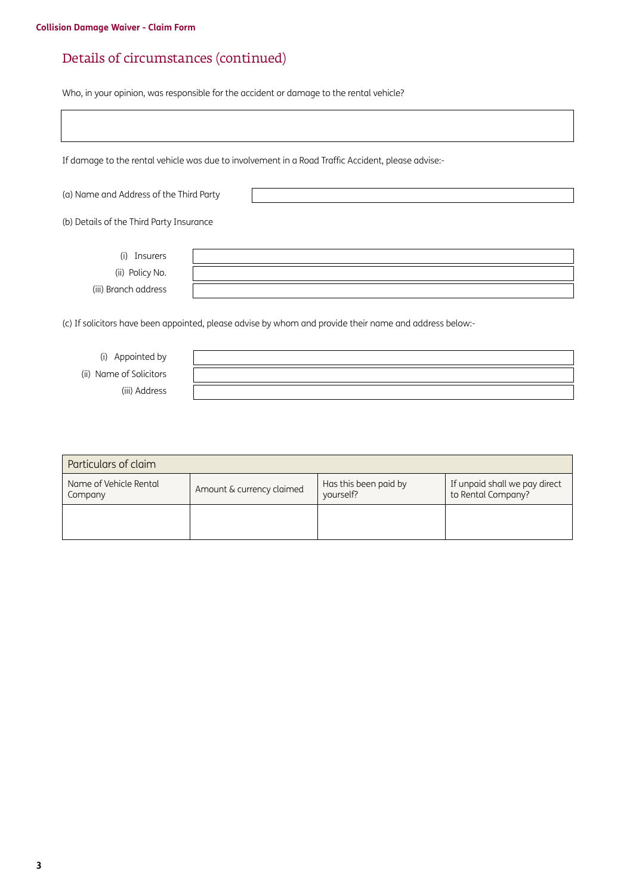# Details of circumstances (continued)

Who, in your opinion, was responsible for the accident or damage to the rental vehicle?

If damage to the rental vehicle was due to involvement in a Road Traffic Accident, please advise:-

(a) Name and Address of the Third Party

(b) Details of the Third Party Insurance

(i) Insurers

(ii) Policy No.

(iii) Branch address

(c) If solicitors have been appointed, please advise by whom and provide their name and address below:-

(i) Appointed by

(ii) Name of Solicitors

(iii) Address

| Particulars of claim | | | |
|---|---|---|---|
| Name of Vehicle Rental Company | Amount & currency claimed | Has this been paid by yourself? | If unpaid shall we pay direct to Rental Company? |
| | | | |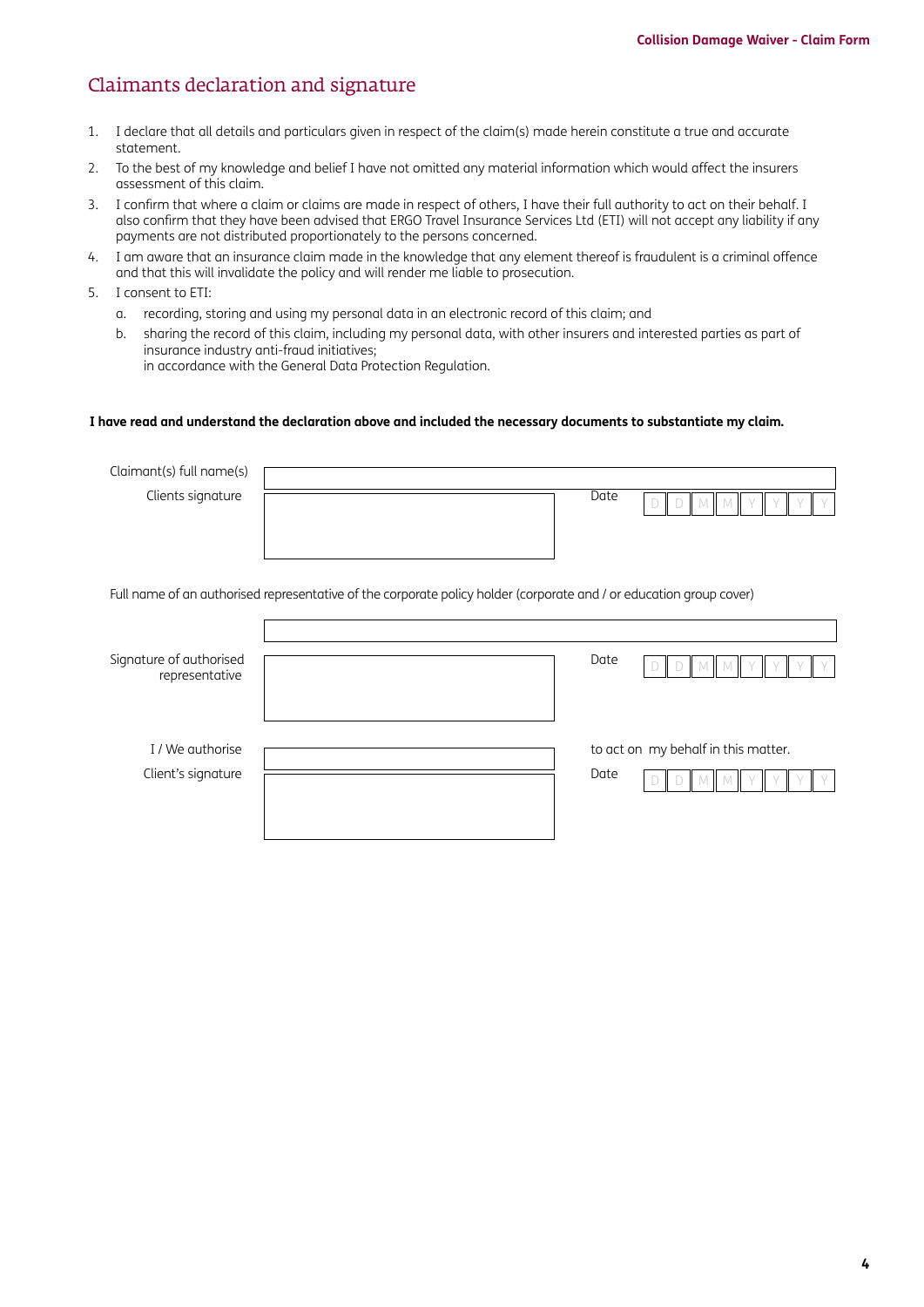## Claimants declaration and signature

1. I declare that all details and particulars given in respect of the claim(s) made herein constitute a true and accurate statement.
2. To the best of my knowledge and belief I have not omitted any material information which would affect the insurers assessment of this claim.
3. I confirm that where a claim or claims are made in respect of others, I have their full authority to act on their behalf. I also confirm that they have been advised that ERGO Travel Insurance Services Ltd (ETI) will not accept any liability if any payments are not distributed proportionately to the persons concerned.
4. I am aware that an insurance claim made in the knowledge that any element thereof is fraudulent is a criminal offence and that this will invalidate the policy and will render me liable to prosecution.
5. I consent to ETI:
   a. recording, storing and using my personal data in an electronic record of this claim; and
   b. sharing the record of this claim, including my personal data, with other insurers and interested parties as part of insurance industry anti-fraud initiatives;
   in accordance with the General Data Protection Regulation.

**I have read and understand the declaration above and included the necessary documents to substantiate my claim.**

Claimant(s) full name(s) ______________________

Clients signature ______________________ Date D D M M Y Y Y Y

Full name of an authorised representative of the corporate policy holder (corporate and / or education group cover)

______________________

Signature of authorised representative ______________________ Date D D M M Y Y Y Y

I / We authorise ______________________ to act on my behalf in this matter.

Client's signature ______________________ Date D D M M Y Y Y Y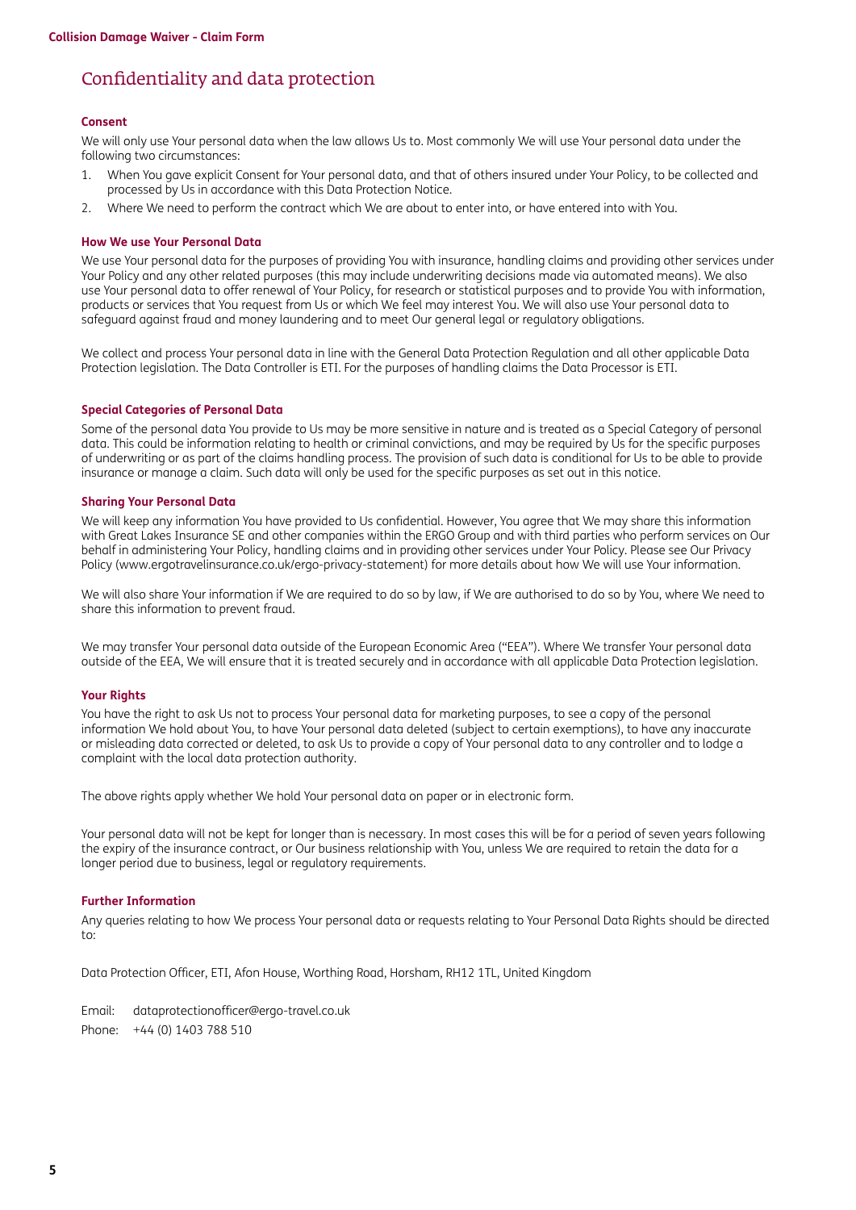# Confidentiality and data protection

### Consent

We will only use Your personal data when the law allows Us to. Most commonly We will use Your personal data under the following two circumstances:

1. When You gave explicit Consent for Your personal data, and that of others insured under Your Policy, to be collected and processed by Us in accordance with this Data Protection Notice.
2. Where We need to perform the contract which We are about to enter into, or have entered into with You.

### How We use Your Personal Data

We use Your personal data for the purposes of providing You with insurance, handling claims and providing other services under Your Policy and any other related purposes (this may include underwriting decisions made via automated means). We also use Your personal data to offer renewal of Your Policy, for research or statistical purposes and to provide You with information, products or services that You request from Us or which We feel may interest You. We will also use Your personal data to safeguard against fraud and money laundering and to meet Our general legal or regulatory obligations.

We collect and process Your personal data in line with the General Data Protection Regulation and all other applicable Data Protection legislation. The Data Controller is ETI. For the purposes of handling claims the Data Processor is ETI.

### Special Categories of Personal Data

Some of the personal data You provide to Us may be more sensitive in nature and is treated as a Special Category of personal data. This could be information relating to health or criminal convictions, and may be required by Us for the specific purposes of underwriting or as part of the claims handling process. The provision of such data is conditional for Us to be able to provide insurance or manage a claim. Such data will only be used for the specific purposes as set out in this notice.

### Sharing Your Personal Data

We will keep any information You have provided to Us confidential. However, You agree that We may share this information with Great Lakes Insurance SE and other companies within the ERGO Group and with third parties who perform services on Our behalf in administering Your Policy, handling claims and in providing other services under Your Policy. Please see Our Privacy Policy (www.ergotravelinsurance.co.uk/ergo-privacy-statement) for more details about how We will use Your information.

We will also share Your information if We are required to do so by law, if We are authorised to do so by You, where We need to share this information to prevent fraud.

We may transfer Your personal data outside of the European Economic Area ("EEA"). Where We transfer Your personal data outside of the EEA, We will ensure that it is treated securely and in accordance with all applicable Data Protection legislation.

### Your Rights

You have the right to ask Us not to process Your personal data for marketing purposes, to see a copy of the personal information We hold about You, to have Your personal data deleted (subject to certain exemptions), to have any inaccurate or misleading data corrected or deleted, to ask Us to provide a copy of Your personal data to any controller and to lodge a complaint with the local data protection authority.

The above rights apply whether We hold Your personal data on paper or in electronic form.

Your personal data will not be kept for longer than is necessary. In most cases this will be for a period of seven years following the expiry of the insurance contract, or Our business relationship with You, unless We are required to retain the data for a longer period due to business, legal or regulatory requirements.

### Further Information

Any queries relating to how We process Your personal data or requests relating to Your Personal Data Rights should be directed to:

Data Protection Officer, ETI, Afon House, Worthing Road, Horsham, RH12 1TL, United Kingdom

Email: dataprotectionofficer@ergo-travel.co.uk
Phone: +44 (0) 1403 788 510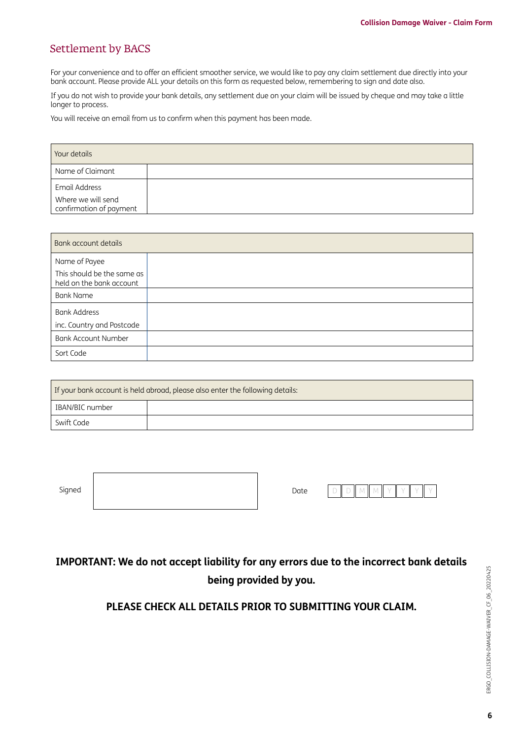## Settlement by BACS

For your convenience and to offer an efficient smoother service, we would like to pay any claim settlement due directly into your bank account. Please provide ALL your details on this form as requested below, remembering to sign and date also.

If you do not wish to provide your bank details, any settlement due on your claim will be issued by cheque and may take a little longer to process.

You will receive an email from us to confirm when this payment has been made.

| Your details | |
|---|---|
| Name of Claimant | |
| Email Address<br>Where we will send confirmation of payment | |

| Bank account details | |
|---|---|
| Name of Payee<br>This should be the same as held on the bank account | |
| Bank Name | |
| Bank Address<br>inc. Country and Postcode | |
| Bank Account Number | |
| Sort Code | |

| If your bank account is held abroad, please also enter the following details: | |
|---|---|
| IBAN/BIC number | |
| Swift Code | |

Signed

Date D D M M Y Y Y Y

**IMPORTANT: We do not accept liability for any errors due to the incorrect bank details being provided by you.**

**PLEASE CHECK ALL DETAILS PRIOR TO SUBMITTING YOUR CLAIM.**

ERGO_COLLISION-DAMAGE-WAIVER_CF_06_20220425